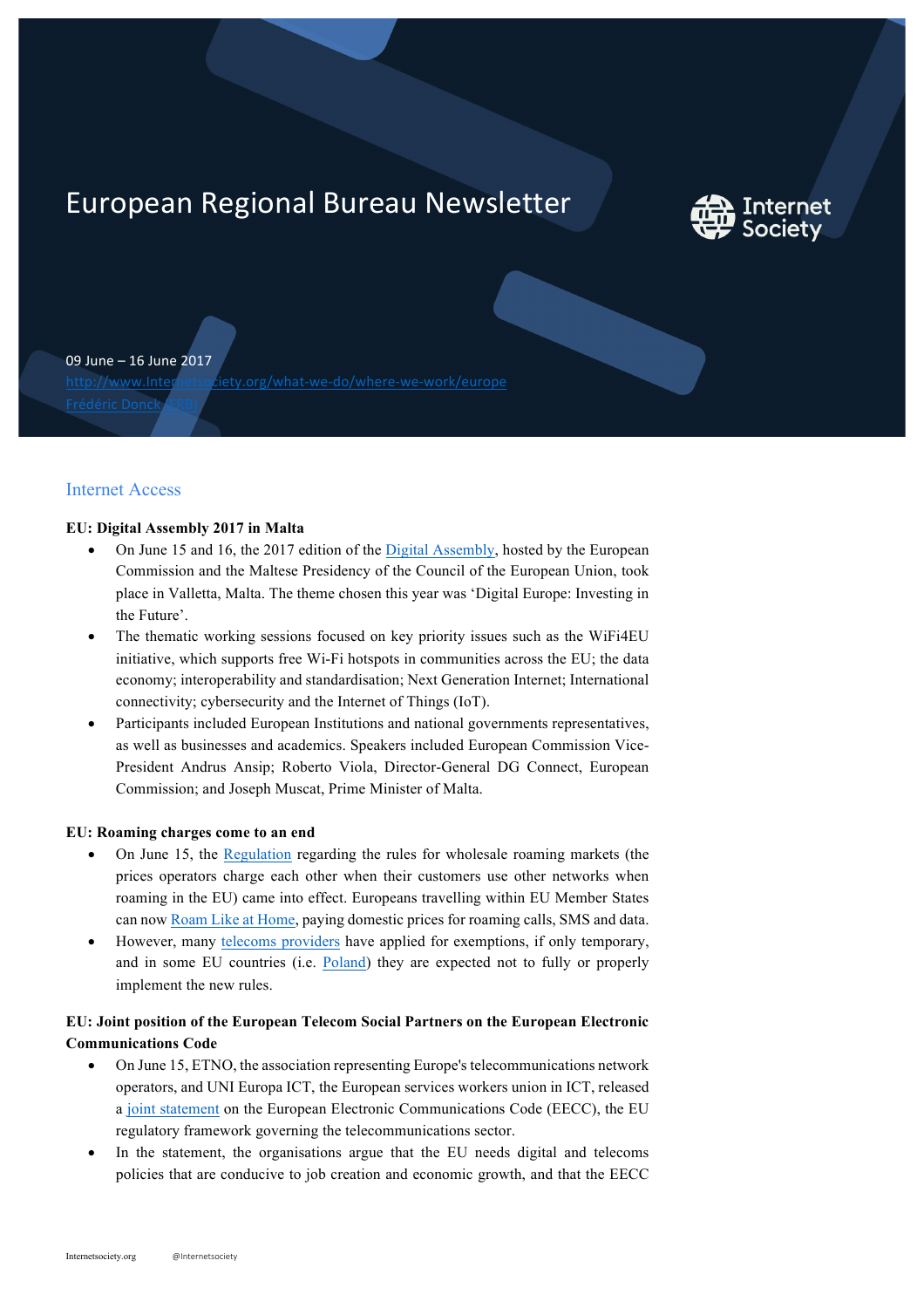# European Regional Bureau Newsletter

09 June – 16 June 2017
http://www.Internetsociety.org/what-we-do/where-we-work/europe
Frédéric Donck (ERB)

## Internet Access

**EU: Digital Assembly 2017 in Malta**

- On June 15 and 16, the 2017 edition of the Digital Assembly, hosted by the European Commission and the Maltese Presidency of the Council of the European Union, took place in Valletta, Malta. The theme chosen this year was 'Digital Europe: Investing in the Future'.
- The thematic working sessions focused on key priority issues such as the WiFi4EU initiative, which supports free Wi-Fi hotspots in communities across the EU; the data economy; interoperability and standardisation; Next Generation Internet; International connectivity; cybersecurity and the Internet of Things (IoT).
- Participants included European Institutions and national governments representatives, as well as businesses and academics. Speakers included European Commission Vice-President Andrus Ansip; Roberto Viola, Director-General DG Connect, European Commission; and Joseph Muscat, Prime Minister of Malta.

**EU: Roaming charges come to an end**

- On June 15, the Regulation regarding the rules for wholesale roaming markets (the prices operators charge each other when their customers use other networks when roaming in the EU) came into effect. Europeans travelling within EU Member States can now Roam Like at Home, paying domestic prices for roaming calls, SMS and data.
- However, many telecoms providers have applied for exemptions, if only temporary, and in some EU countries (i.e. Poland) they are expected not to fully or properly implement the new rules.

**EU: Joint position of the European Telecom Social Partners on the European Electronic Communications Code**

- On June 15, ETNO, the association representing Europe's telecommunications network operators, and UNI Europa ICT, the European services workers union in ICT, released a joint statement on the European Electronic Communications Code (EECC), the EU regulatory framework governing the telecommunications sector.
- In the statement, the organisations argue that the EU needs digital and telecoms policies that are conducive to job creation and economic growth, and that the EECC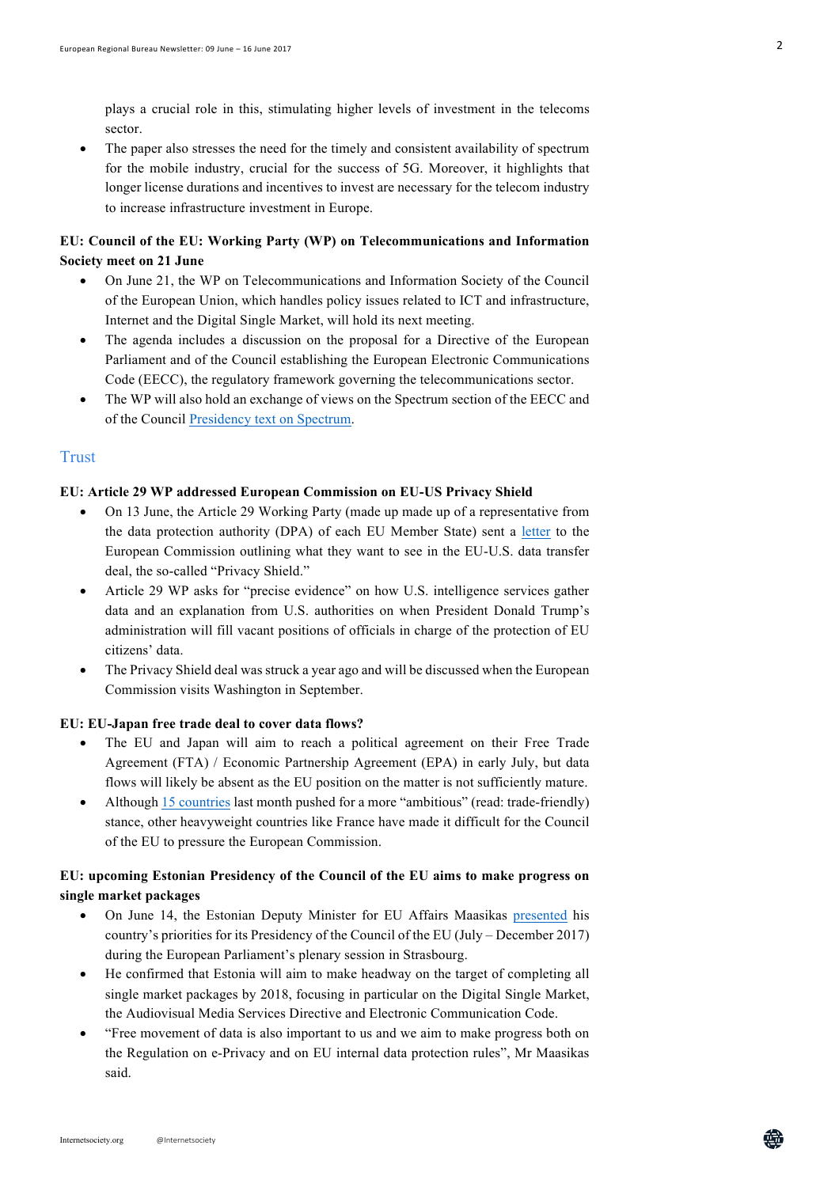plays a crucial role in this, stimulating higher levels of investment in the telecoms sector.

- The paper also stresses the need for the timely and consistent availability of spectrum for the mobile industry, crucial for the success of 5G. Moreover, it highlights that longer license durations and incentives to invest are necessary for the telecom industry to increase infrastructure investment in Europe.

**EU: Council of the EU: Working Party (WP) on Telecommunications and Information Society meet on 21 June**

- On June 21, the WP on Telecommunications and Information Society of the Council of the European Union, which handles policy issues related to ICT and infrastructure, Internet and the Digital Single Market, will hold its next meeting.
- The agenda includes a discussion on the proposal for a Directive of the European Parliament and of the Council establishing the European Electronic Communications Code (EECC), the regulatory framework governing the telecommunications sector.
- The WP will also hold an exchange of views on the Spectrum section of the EECC and of the Council Presidency text on Spectrum.

## Trust

**EU: Article 29 WP addressed European Commission on EU-US Privacy Shield**

- On 13 June, the Article 29 Working Party (made up made up of a representative from the data protection authority (DPA) of each EU Member State) sent a letter to the European Commission outlining what they want to see in the EU-U.S. data transfer deal, the so-called "Privacy Shield."
- Article 29 WP asks for "precise evidence" on how U.S. intelligence services gather data and an explanation from U.S. authorities on when President Donald Trump's administration will fill vacant positions of officials in charge of the protection of EU citizens' data.
- The Privacy Shield deal was struck a year ago and will be discussed when the European Commission visits Washington in September.

**EU: EU-Japan free trade deal to cover data flows?**

- The EU and Japan will aim to reach a political agreement on their Free Trade Agreement (FTA) / Economic Partnership Agreement (EPA) in early July, but data flows will likely be absent as the EU position on the matter is not sufficiently mature.
- Although 15 countries last month pushed for a more "ambitious" (read: trade-friendly) stance, other heavyweight countries like France have made it difficult for the Council of the EU to pressure the European Commission.

**EU: upcoming Estonian Presidency of the Council of the EU aims to make progress on single market packages**

- On June 14, the Estonian Deputy Minister for EU Affairs Maasikas presented his country's priorities for its Presidency of the Council of the EU (July – December 2017) during the European Parliament's plenary session in Strasbourg.
- He confirmed that Estonia will aim to make headway on the target of completing all single market packages by 2018, focusing in particular on the Digital Single Market, the Audiovisual Media Services Directive and Electronic Communication Code.
- "Free movement of data is also important to us and we aim to make progress both on the Regulation on e-Privacy and on EU internal data protection rules", Mr Maasikas said.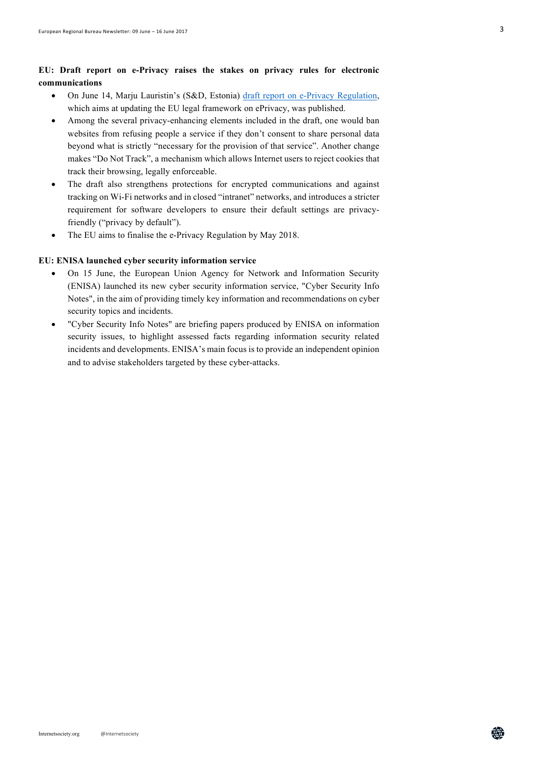**EU: Draft report on e-Privacy raises the stakes on privacy rules for electronic communications**

- On June 14, Marju Lauristin's (S&D, Estonia) draft report on e-Privacy Regulation, which aims at updating the EU legal framework on ePrivacy, was published.
- Among the several privacy-enhancing elements included in the draft, one would ban websites from refusing people a service if they don't consent to share personal data beyond what is strictly "necessary for the provision of that service". Another change makes "Do Not Track", a mechanism which allows Internet users to reject cookies that track their browsing, legally enforceable.
- The draft also strengthens protections for encrypted communications and against tracking on Wi-Fi networks and in closed "intranet" networks, and introduces a stricter requirement for software developers to ensure their default settings are privacy-friendly ("privacy by default").
- The EU aims to finalise the e-Privacy Regulation by May 2018.

**EU: ENISA launched cyber security information service**

- On 15 June, the European Union Agency for Network and Information Security (ENISA) launched its new cyber security information service, "Cyber Security Info Notes", in the aim of providing timely key information and recommendations on cyber security topics and incidents.
- "Cyber Security Info Notes" are briefing papers produced by ENISA on information security issues, to highlight assessed facts regarding information security related incidents and developments. ENISA's main focus is to provide an independent opinion and to advise stakeholders targeted by these cyber-attacks.